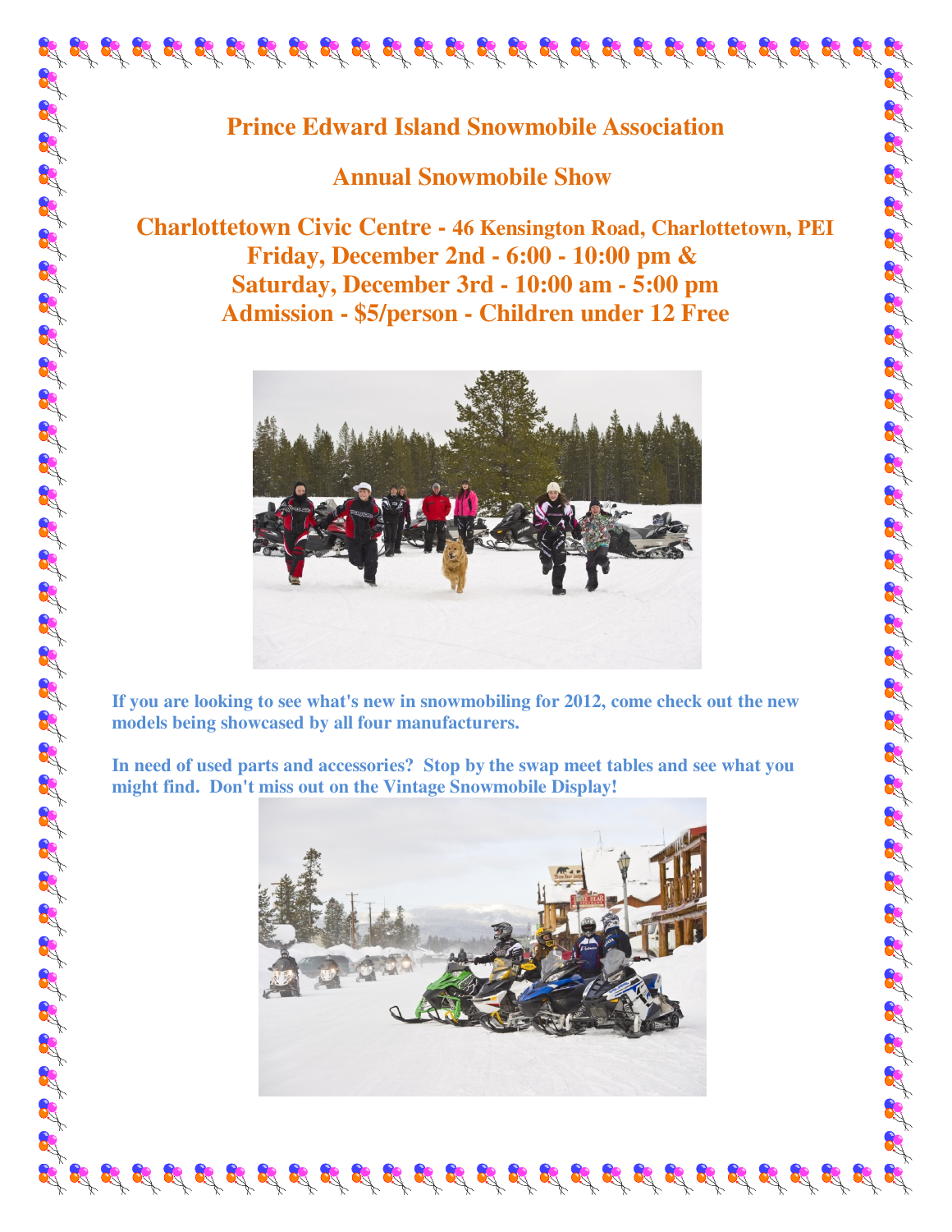# Prince Edward Island Snowmobile Association

## Annual Snowmobile Show

**Charlottetown Civic Centre - 46 Kensington Road, Charlottetown, PEI**
**Friday, December 2nd - 6:00 - 10:00 pm &**
**Saturday, December 3rd - 10:00 am - 5:00 pm**
**Admission - $5/person - Children under 12 Free**

**If you are looking to see what's new in snowmobiling for 2012, come check out the new models being showcased by all four manufacturers.**

**In need of used parts and accessories? Stop by the swap meet tables and see what you might find. Don't miss out on the Vintage Snowmobile Display!**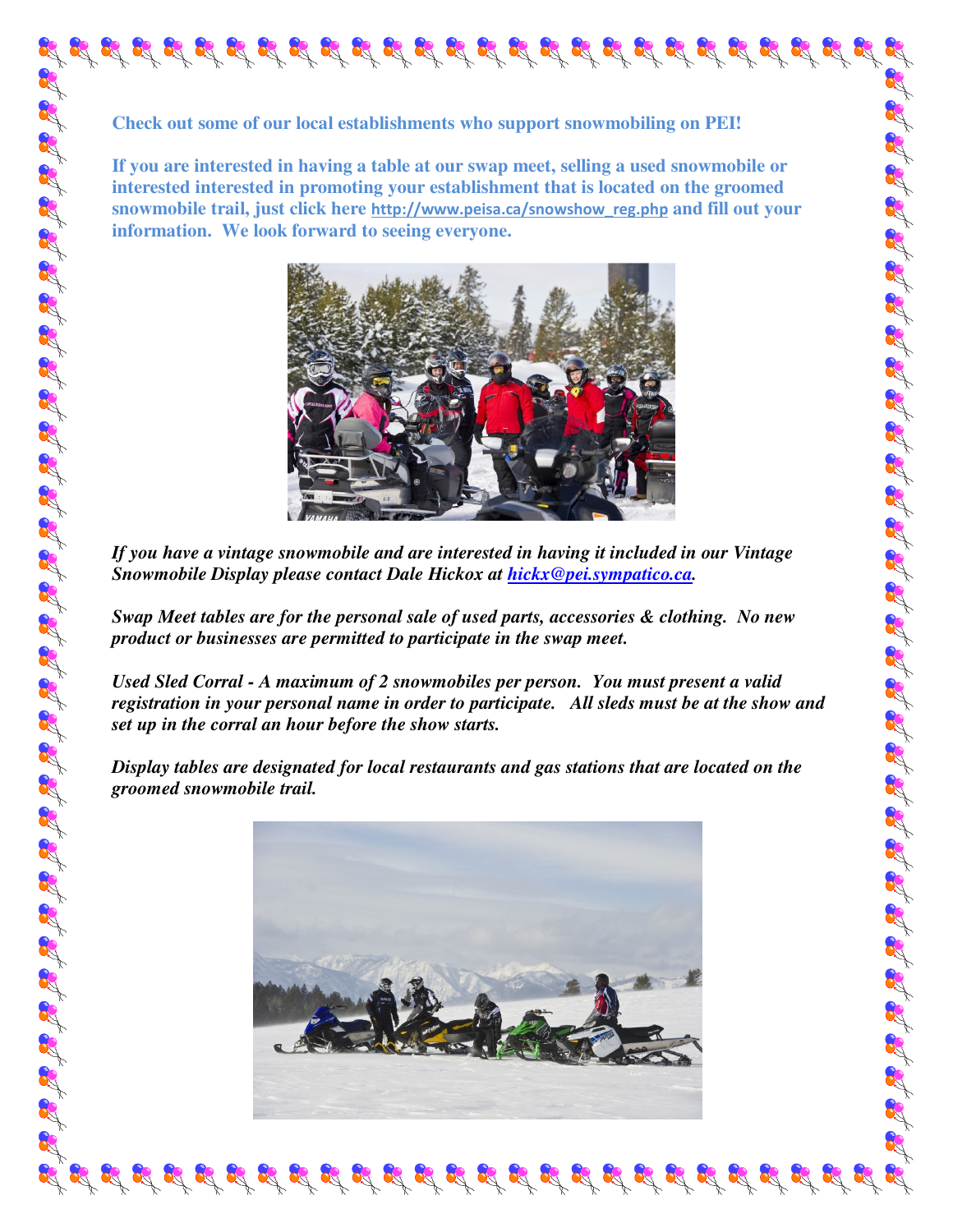**Check out some of our local establishments who support snowmobiling on PEI!**

**If you are interested in having a table at our swap meet, selling a used snowmobile or interested interested in promoting your establishment that is located on the groomed snowmobile trail, just click here http://www.peisa.ca/snowshow_reg.php and fill out your information. We look forward to seeing everyone.**

***If you have a vintage snowmobile and are interested in having it included in our Vintage Snowmobile Display please contact Dale Hickox at hickx@pei.sympatico.ca.***

***Swap Meet tables are for the personal sale of used parts, accessories & clothing. No new product or businesses are permitted to participate in the swap meet.***

***Used Sled Corral - A maximum of 2 snowmobiles per person. You must present a valid registration in your personal name in order to participate. All sleds must be at the show and set up in the corral an hour before the show starts.***

***Display tables are designated for local restaurants and gas stations that are located on the groomed snowmobile trail.***